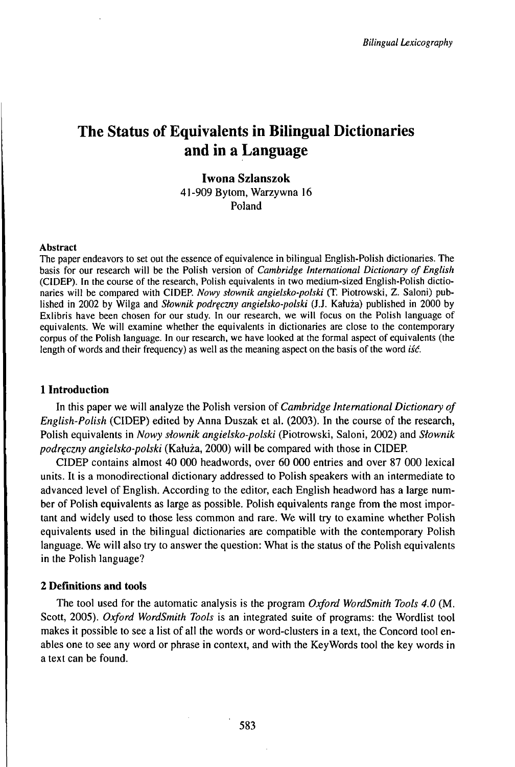# The Status of Equivalents in Bilingual Dictionaries and in a Language

**Iwona Szlanszok**
41-909 Bytom, Warzywna 16
Poland

#### Abstract

The paper endeavors to set out the essence of equivalence in bilingual English-Polish dictionaries. The basis for our research will be the Polish version of *Cambridge International Dictionary of English* (CIDEP). In the course of the research, Polish equivalents in two medium-sized English-Polish dictionaries will be compared with CIDEP. *Nowy słownik angielsko-polski* (T. Piotrowski, Z. Saloni) published in 2002 by Wilga and *Słownik podręczny angielsko-polski* (J.J. Kałuża) published in 2000 by Exlibris have been chosen for our study. In our research, we will focus on the Polish language of equivalents. We will examine whether the equivalents in dictionaries are close to the contemporary corpus of the Polish language. In our research, we have looked at the formal aspect of equivalents (the length of words and their frequency) as well as the meaning aspect on the basis of the word *iść*.

## 1 Introduction

In this paper we will analyze the Polish version of *Cambridge International Dictionary of English-Polish* (CIDEP) edited by Anna Duszak et al. (2003). In the course of the research, Polish equivalents in *Nowy słownik angielsko-polski* (Piotrowski, Saloni, 2002) and *Słownik podręczny angielsko-polski* (Kałuża, 2000) will be compared with those in CIDEP.

CIDEP contains almost 40 000 headwords, over 60 000 entries and over 87 000 lexical units. It is a monodirectional dictionary addressed to Polish speakers with an intermediate to advanced level of English. According to the editor, each English headword has a large number of Polish equivalents as large as possible. Polish equivalents range from the most important and widely used to those less common and rare. We will try to examine whether Polish equivalents used in the bilingual dictionaries are compatible with the contemporary Polish language. We will also try to answer the question: What is the status of the Polish equivalents in the Polish language?

## 2 Definitions and tools

The tool used for the automatic analysis is the program *Oxford WordSmith Tools 4.0* (M. Scott, 2005). *Oxford WordSmith Tools* is an integrated suite of programs: the Wordlist tool makes it possible to see a list of all the words or word-clusters in a text, the Concord tool enables one to see any word or phrase in context, and with the KeyWords tool the key words in a text can be found.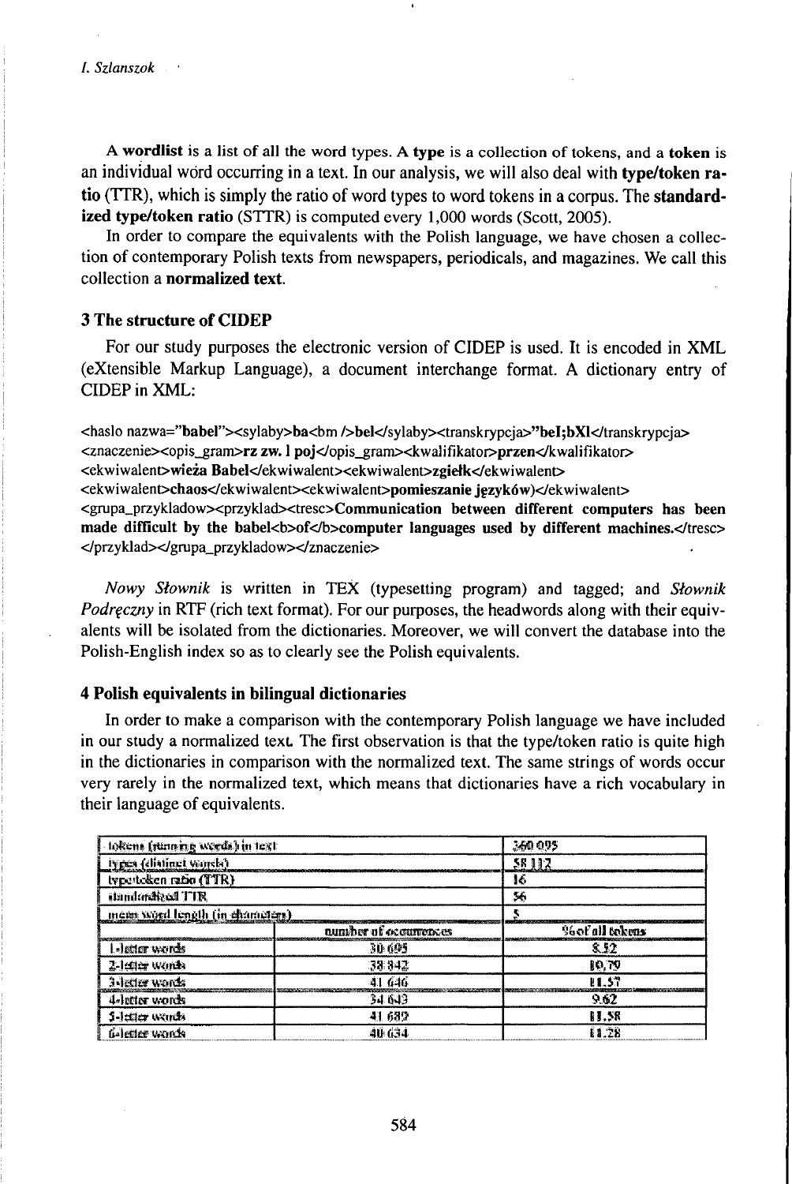A **wordlist** is a list of all the word types. A **type** is a collection of tokens, and a **token** is an individual word occurring in a text. In our analysis, we will also deal with **type/token ratio** (TTR), which is simply the ratio of word types to word tokens in a corpus. The **standardized type/token ratio** (STTR) is computed every 1,000 words (Scott, 2005).

In order to compare the equivalents with the Polish language, we have chosen a collection of contemporary Polish texts from newspapers, periodicals, and magazines. We call this collection a **normalized text**.

## 3 The structure of CIDEP

For our study purposes the electronic version of CIDEP is used. It is encoded in XML (eXtensible Markup Language), a document interchange format. A dictionary entry of CIDEP in XML:

<haslo nazwa="**babel**"><sylaby>**ba**<bm />**bel**</sylaby><transkrypcja>**"beI;bXI**</transkrypcja> <znaczenie><opis_gram>**rz zw. l poj**</opis_gram><kwalifikator>**przen**</kwalifikator> <ekwiwalent>**wieża Babel**</ekwiwalent><ekwiwalent>**zgiełk**</ekwiwalent> <ekwiwalent>**chaos**</ekwiwalent><ekwiwalent>**pomieszanie języków)**</ekwiwalent> <grupa_przykladow><przyklad><tresc>**Communication between different computers has been made difficult by the babel<b>of</b>computer languages used by different machines.**</tresc> </przyklad></grupa_przykladow></znaczenie>

*Nowy Słownik* is written in TEX (typesetting program) and tagged; and *Słownik Podręczny* in RTF (rich text format). For our purposes, the headwords along with their equivalents will be isolated from the dictionaries. Moreover, we will convert the database into the Polish-English index so as to clearly see the Polish equivalents.

## 4 Polish equivalents in bilingual dictionaries

In order to make a comparison with the contemporary Polish language we have included in our study a normalized text. The first observation is that the type/token ratio is quite high in the dictionaries in comparison with the normalized text. The same strings of words occur very rarely in the normalized text, which means that dictionaries have a rich vocabulary in their language of equivalents.

| tokens (running words) in text | | 360 095 |
|---|---|---|
| types (distinct words) | | 58 112 |
| type/token ratio (TTR) | | 16 |
| standardized TTR | | 56 |
| mean word length (in characters) | | 5 |
| | number of occurrences | % of all tokens |
| 1-letter words | 30 695 | 8.52 |
| 2-letter words | 38 842 | 10.79 |
| 3-letter words | 41 646 | 11.57 |
| 4-letter words | 34 643 | 9.62 |
| 5-letter words | 41 689 | 11.58 |
| 6-letter words | 40 634 | 11.28 |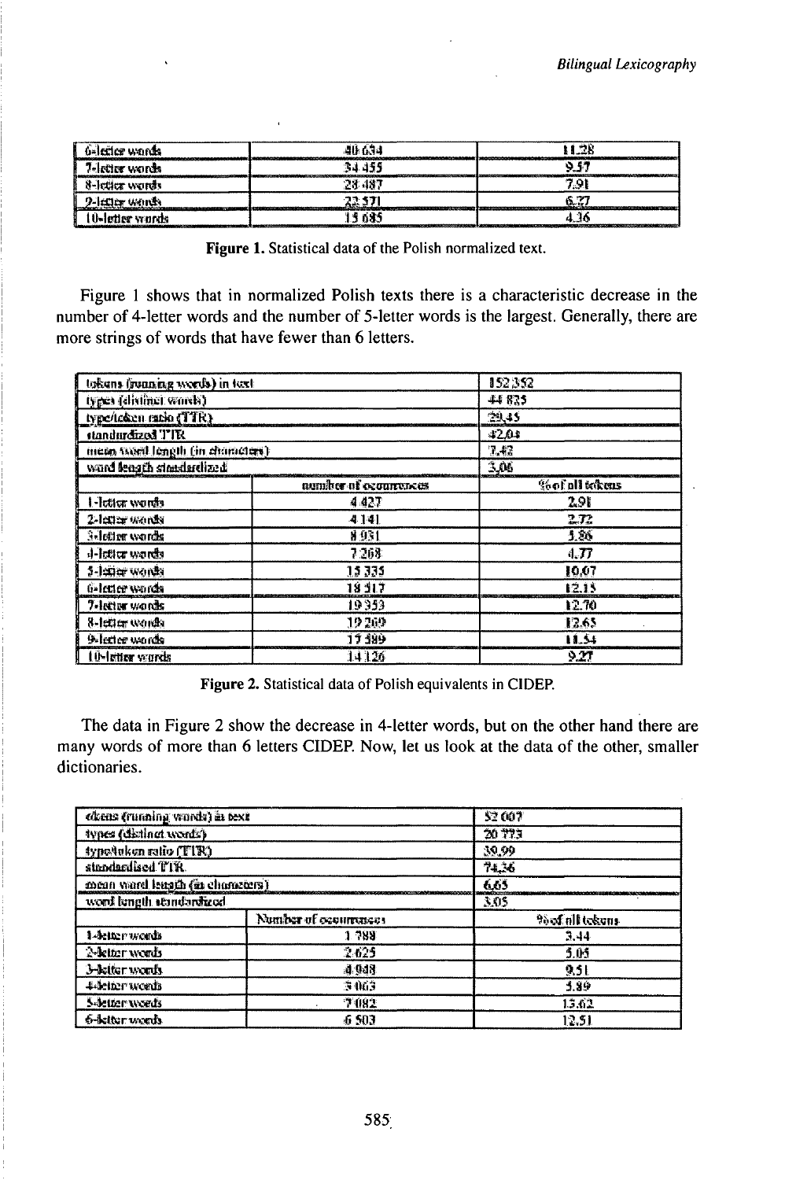| | | |
|---|---|---|
| 6-letter words | 40 634 | 11.28 |
| 7-letter words | 34 455 | 9.57 |
| 8-letter words | 28 487 | 7.91 |
| 9-letter words | 22 571 | 6.27 |
| 10-letter words | 15 685 | 4.36 |

**Figure 1.** Statistical data of the Polish normalized text.

Figure 1 shows that in normalized Polish texts there is a characteristic decrease in the number of 4-letter words and the number of 5-letter words is the largest. Generally, there are more strings of words that have fewer than 6 letters.

| tokens (running words) in text | | 152 352 |
|---|---|---|
| types (distinct words) | | 44 835 |
| type/token ratio (TTR) | | 29,45 |
| standardized TTR | | 42,04 |
| mean word length (in characters) | | 7,42 |
| word length standardized | | 3,06 |
| | number of occurrences | % of all tokens |
| 1-letter words | 4 427 | 2.91 |
| 2-letter words | 4 141 | 2.72 |
| 3-letter words | 8 931 | 5.86 |
| 4-letter words | 7 268 | 4.77 |
| 5-letter words | 15 335 | 10.07 |
| 6-letter words | 18 517 | 12.15 |
| 7-letter words | 19 353 | 12.70 |
| 8-letter words | 19 269 | 12.65 |
| 9-letter words | 17 589 | 11.54 |
| 10-letter words | 14 126 | 9.27 |

**Figure 2.** Statistical data of Polish equivalents in CIDEP.

The data in Figure 2 show the decrease in 4-letter words, but on the other hand there are many words of more than 6 letters CIDEP. Now, let us look at the data of the other, smaller dictionaries.

| tokens (running words) in text | | 52 007 |
|---|---|---|
| types (distinct words) | | 20 773 |
| type/token ratio (TTR) | | 39,99 |
| standardised TTR | | 74,36 |
| mean word length (in characters) | | 6,65 |
| word length standardized | | 3,05 |
| | Number of occurrences | % of all tokens |
| 1-letter words | 1 788 | 3.44 |
| 2-letter words | 2 625 | 5.05 |
| 3-letter words | 4 948 | 9.51 |
| 4-letter words | 3 063 | 5.89 |
| 5-letter words | 7 082 | 13.62 |
| 6-letter words | 6 503 | 12.51 |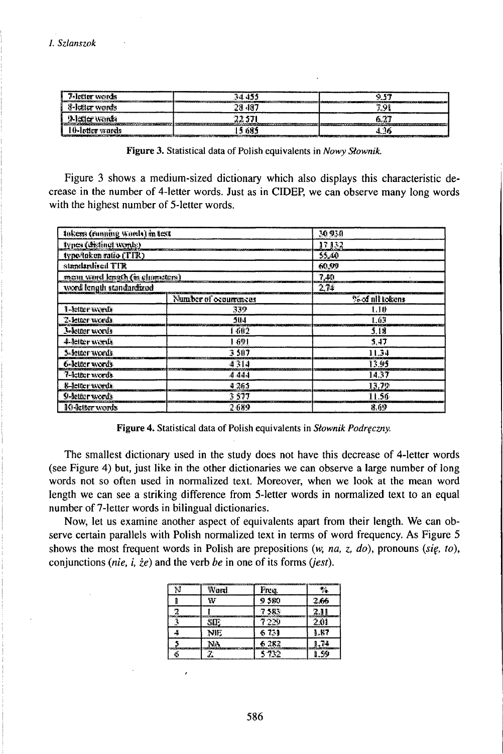| 7-letter words | 34 455 | 9.57 |
|---|---|---|
| 8-letter words | 28 487 | 7.91 |
| 9-letter words | 22 571 | 6.27 |
| 10-letter words | 15 685 | 4.36 |

**Figure 3.** Statistical data of Polish equivalents in *Nowy Słownik.*

Figure 3 shows a medium-sized dictionary which also displays this characteristic decrease in the number of 4-letter words. Just as in CIDEP, we can observe many long words with the highest number of 5-letter words.

| tokens (running words) in text | | 30 930 |
|---|---|---|
| types (distinct words) | | 17 132 |
| type/token ratio (TTR) | | 55.40 |
| standardised TTR | | 60.99 |
| mean word length (in characters) | | 7.40 |
| word length standardized | | 2.74 |
| | Number of occurrences | % of all tokens |
| 1-letter words | 339 | 1.10 |
| 2-letter words | 504 | 1.63 |
| 3-letter words | 1 602 | 5.18 |
| 4-letter words | 1 691 | 5.47 |
| 5-letter words | 3 507 | 11.34 |
| 6-letter words | 4 314 | 13.95 |
| 7-letter words | 4 444 | 14.37 |
| 8-letter words | 4 263 | 13.79 |
| 9-letter words | 3 577 | 11.56 |
| 10-letter words | 2 689 | 8.69 |

**Figure 4.** Statistical data of Polish equivalents in *Słownik Podręczny.*

The smallest dictionary used in the study does not have this decrease of 4-letter words (see Figure 4) but, just like in the other dictionaries we can observe a large number of long words not so often used in normalized text. Moreover, when we look at the mean word length we can see a striking difference from 5-letter words in normalized text to an equal number of 7-letter words in bilingual dictionaries.

Now, let us examine another aspect of equivalents apart from their length. We can observe certain parallels with Polish normalized text in terms of word frequency. As Figure 5 shows the most frequent words in Polish are prepositions (*w, na, z, do*), pronouns (*się, to*), conjunctions (*nie, i, że*) and the verb *be* in one of its forms (*jest*).

| N | Word | Freq. | % |
|---|---|---|---|
| 1 | W | 9 580 | 2.66 |
| 2 | I | 7 583 | 2.11 |
| 3 | SIĘ | 7 229 | 2.01 |
| 4 | NIE | 6 731 | 1.87 |
| 5 | NA | 6 282 | 1.74 |
| 6 | Z | 5 732 | 1.59 |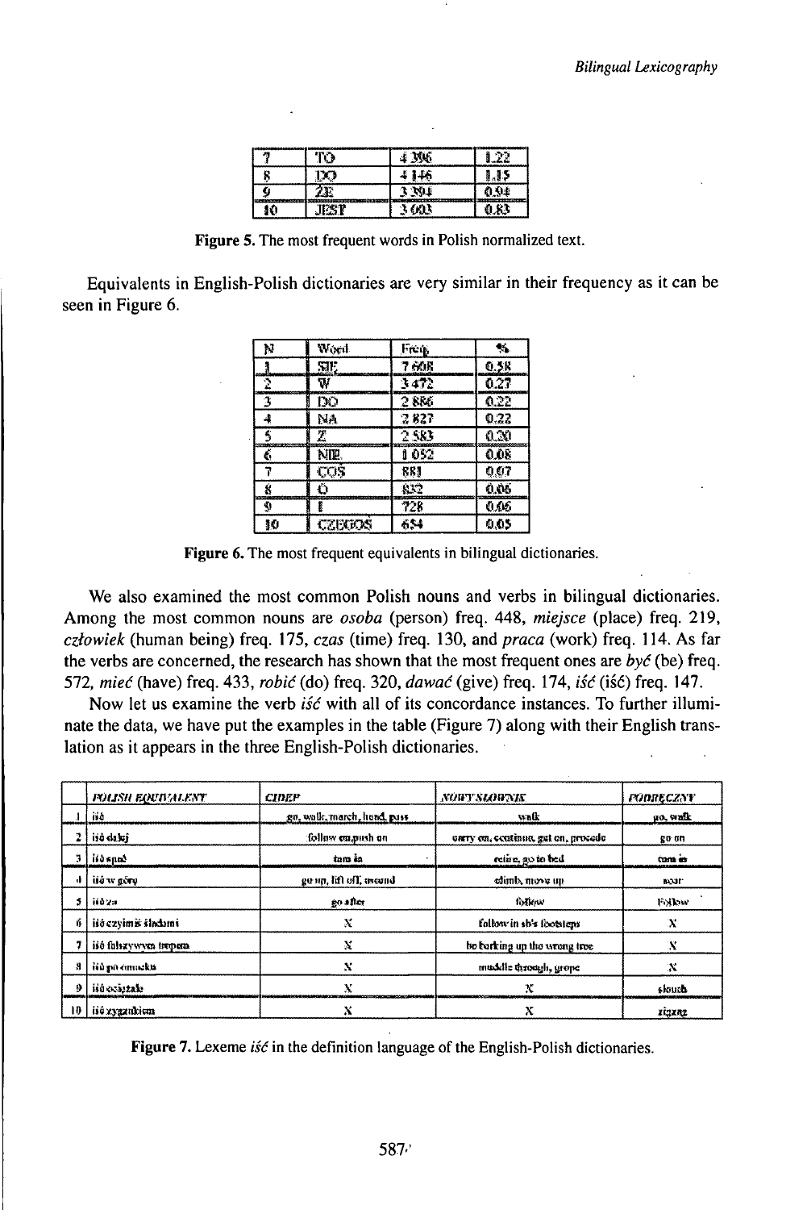| 7 | TO | 4 396 | 1.22 |
|---|---|---|---|
| 8 | DO | 4 146 | 1.15 |
| 9 | ŻE | 3 394 | 0.94 |
| 10 | JEST | 3 003 | 0.83 |

Figure 5. The most frequent words in Polish normalized text.

Equivalents in English-Polish dictionaries are very similar in their frequency as it can be seen in Figure 6.

| N | Word | Freq. | % |
|---|---|---|---|
| 1 | SIĘ | 7 608 | 0.58 |
| 2 | W | 3 472 | 0.27 |
| 3 | DO | 2 886 | 0.22 |
| 4 | NA | 2 827 | 0.22 |
| 5 | Z | 2 583 | 0.20 |
| 6 | NIE | 1 052 | 0.08 |
| 7 | COŚ | 881 | 0.07 |
| 8 | O | 832 | 0.06 |
| 9 | I | 728 | 0.06 |
| 10 | CZEGOŚ | 654 | 0.05 |

Figure 6. The most frequent equivalents in bilingual dictionaries.

We also examined the most common Polish nouns and verbs in bilingual dictionaries. Among the most common nouns are *osoba* (person) freq. 448, *miejsce* (place) freq. 219, *człowiek* (human being) freq. 175, *czas* (time) freq. 130, and *praca* (work) freq. 114. As far the verbs are concerned, the research has shown that the most frequent ones are *być* (be) freq. 572, *mieć* (have) freq. 433, *robić* (do) freq. 320, *dawać* (give) freq. 174, *iść* (iść) freq. 147.

Now let us examine the verb *iść* with all of its concordance instances. To further illuminate the data, we have put the examples in the table (Figure 7) along with their English translation as it appears in the three English-Polish dictionaries.

| | POLISH EQUIVALENT | CIDEP | NOWY SŁOWNIK | PODRĘCZNY |
|---|---|---|---|---|
| 1 | iść | go, walk, march, head, pass | walk | go, walk |
| 2 | iść dalej | follow on, push on | carry on, continue, get on, procede | go on |
| 3 | iść spać | turn in | retire, go to bed | turn in |
| 4 | iść w górę | go up, lift off, ascend | climb, move up | soar |
| 5 | iść za | go after | follow | Follow |
| 6 | iść czyimiś śladami | X | follow in sb's footsteps | X |
| 7 | iść fałszywym tropem | X | be barking up the wrong tree | X |
| 8 | iść po omacku | X | muddle through, grope | X |
| 9 | iść ociężale | X | X | slouch |
| 10 | iść zygzakiem | X | X | zigzag |

Figure 7. Lexeme *iść* in the definition language of the English-Polish dictionaries.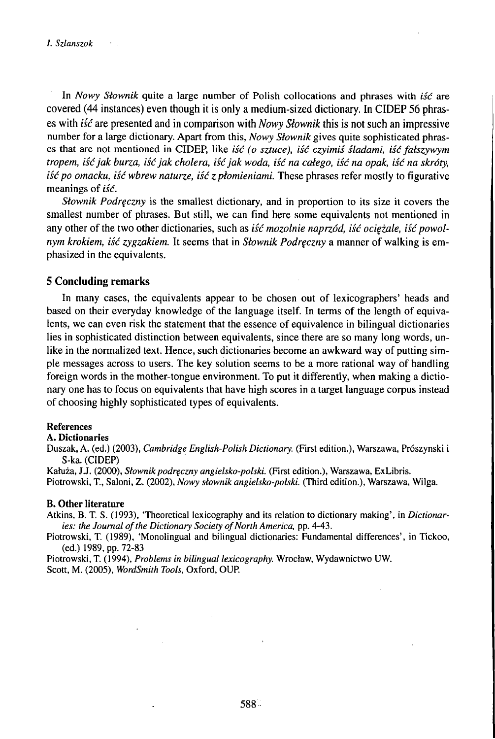In *Nowy Słownik* quite a large number of Polish collocations and phrases with *iść* are covered (44 instances) even though it is only a medium-sized dictionary. In CIDEP 56 phrases with *iść* are presented and in comparison with *Nowy Słownik* this is not such an impressive number for a large dictionary. Apart from this, *Nowy Słownik* gives quite sophisticated phrases that are not mentioned in CIDEP, like *iść (o sztuce), iść czyimiś śladami, iść fałszywym tropem, iść jak burza, iść jak cholera, iść jak woda, iść na całego, iść na opak, iść na skróty, iść po omacku, iść wbrew naturze, iść z płomieniami.* These phrases refer mostly to figurative meanings of *iść*.

*Słownik Podręczny* is the smallest dictionary, and in proportion to its size it covers the smallest number of phrases. But still, we can find here some equivalents not mentioned in any other of the two other dictionaries, such as *iść mozolnie naprzód, iść ociężale, iść powolnym krokiem, iść zygzakiem.* It seems that in *Słownik Podręczny* a manner of walking is emphasized in the equivalents.

## 5 Concluding remarks

In many cases, the equivalents appear to be chosen out of lexicographers' heads and based on their everyday knowledge of the language itself. In terms of the length of equivalents, we can even risk the statement that the essence of equivalence in bilingual dictionaries lies in sophisticated distinction between equivalents, since there are so many long words, unlike in the normalized text. Hence, such dictionaries become an awkward way of putting simple messages across to users. The key solution seems to be a more rational way of handling foreign words in the mother-tongue environment. To put it differently, when making a dictionary one has to focus on equivalents that have high scores in a target language corpus instead of choosing highly sophisticated types of equivalents.

### References

#### A. Dictionaries

Duszak, A. (ed.) (2003), *Cambridge English-Polish Dictionary.* (First edition.), Warszawa, Prószynski i S-ka. (CIDEP)

Kałuża, J.J. (2000), *Słownik podręczny angielsko-polski.* (First edition.), Warszawa, ExLibris.

Piotrowski, T., Saloni, Z. (2002), *Nowy słownik angielsko-polski.* (Third edition.), Warszawa, Wilga.

#### B. Other literature

Atkins, B. T. S. (1993), 'Theoretical lexicography and its relation to dictionary making', in *Dictionaries: the Journal of the Dictionary Society of North America,* pp. 4-43.

Piotrowski, T. (1989), 'Monolingual and bilingual dictionaries: Fundamental differences', in Tickoo, (ed.) 1989, pp. 72-83

Piotrowski, T. (1994), *Problems in bilingual lexicography.* Wrocław, Wydawnictwo UW.

Scott, M. (2005), *WordSmith Tools,* Oxford, OUP.